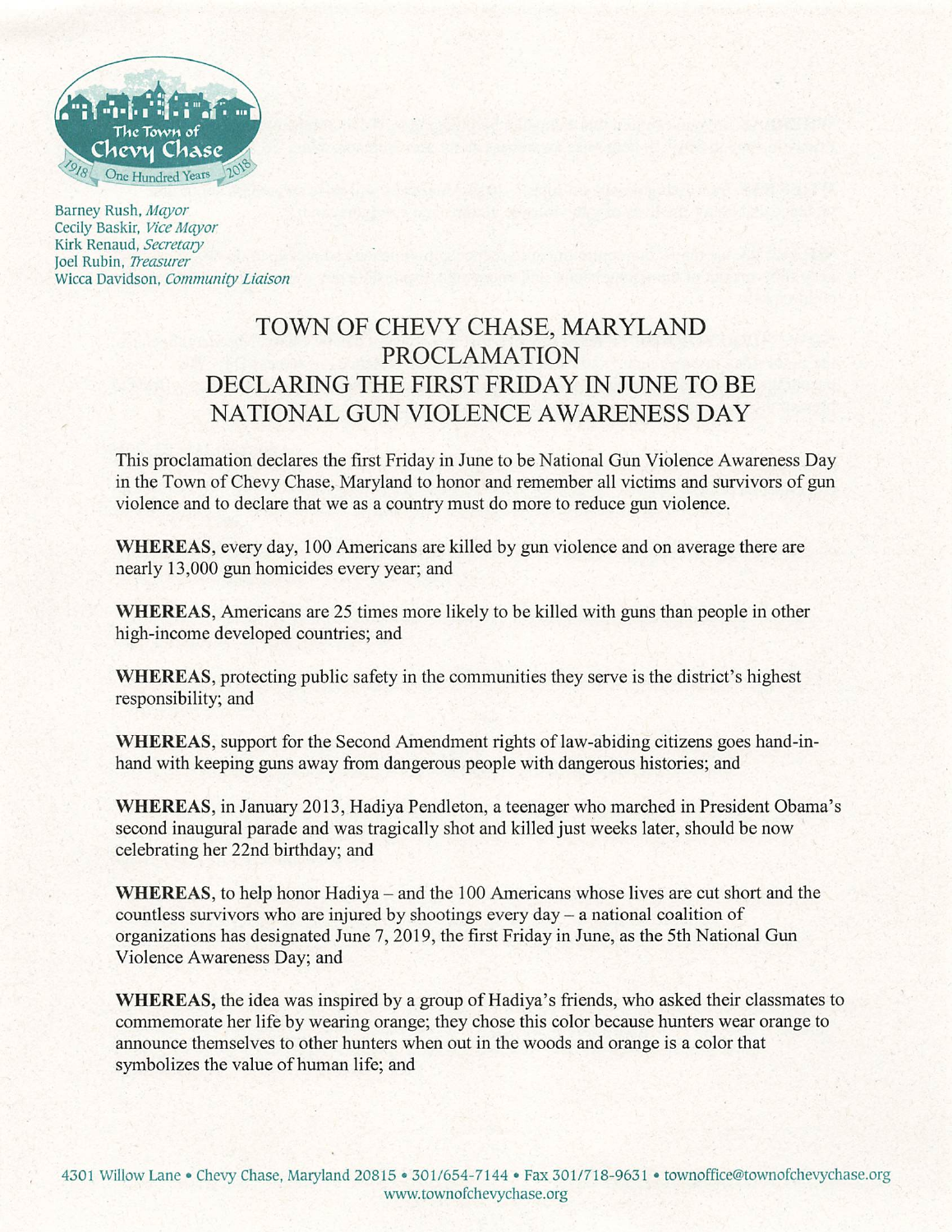Barney Rush, *Mayor*
Cecily Baskir, *Vice Mayor*
Kirk Renaud, *Secretary*
Joel Rubin, *Treasurer*
Wicca Davidson, *Community Liaison*

# TOWN OF CHEVY CHASE, MARYLAND PROCLAMATION DECLARING THE FIRST FRIDAY IN JUNE TO BE NATIONAL GUN VIOLENCE AWARENESS DAY

This proclamation declares the first Friday in June to be National Gun Violence Awareness Day in the Town of Chevy Chase, Maryland to honor and remember all victims and survivors of gun violence and to declare that we as a country must do more to reduce gun violence.

**WHEREAS**, every day, 100 Americans are killed by gun violence and on average there are nearly 13,000 gun homicides every year; and

**WHEREAS**, Americans are 25 times more likely to be killed with guns than people in other high-income developed countries; and

**WHEREAS**, protecting public safety in the communities they serve is the district's highest responsibility; and

**WHEREAS**, support for the Second Amendment rights of law-abiding citizens goes hand-in-hand with keeping guns away from dangerous people with dangerous histories; and

**WHEREAS**, in January 2013, Hadiya Pendleton, a teenager who marched in President Obama's second inaugural parade and was tragically shot and killed just weeks later, should be now celebrating her 22nd birthday; and

**WHEREAS**, to help honor Hadiya – and the 100 Americans whose lives are cut short and the countless survivors who are injured by shootings every day – a national coalition of organizations has designated June 7, 2019, the first Friday in June, as the 5th National Gun Violence Awareness Day; and

**WHEREAS,** the idea was inspired by a group of Hadiya's friends, who asked their classmates to commemorate her life by wearing orange; they chose this color because hunters wear orange to announce themselves to other hunters when out in the woods and orange is a color that symbolizes the value of human life; and

4301 Willow Lane • Chevy Chase, Maryland 20815 • 301/654-7144 • Fax 301/718-9631 • townoffice@townofchevychase.org
www.townofchevychase.org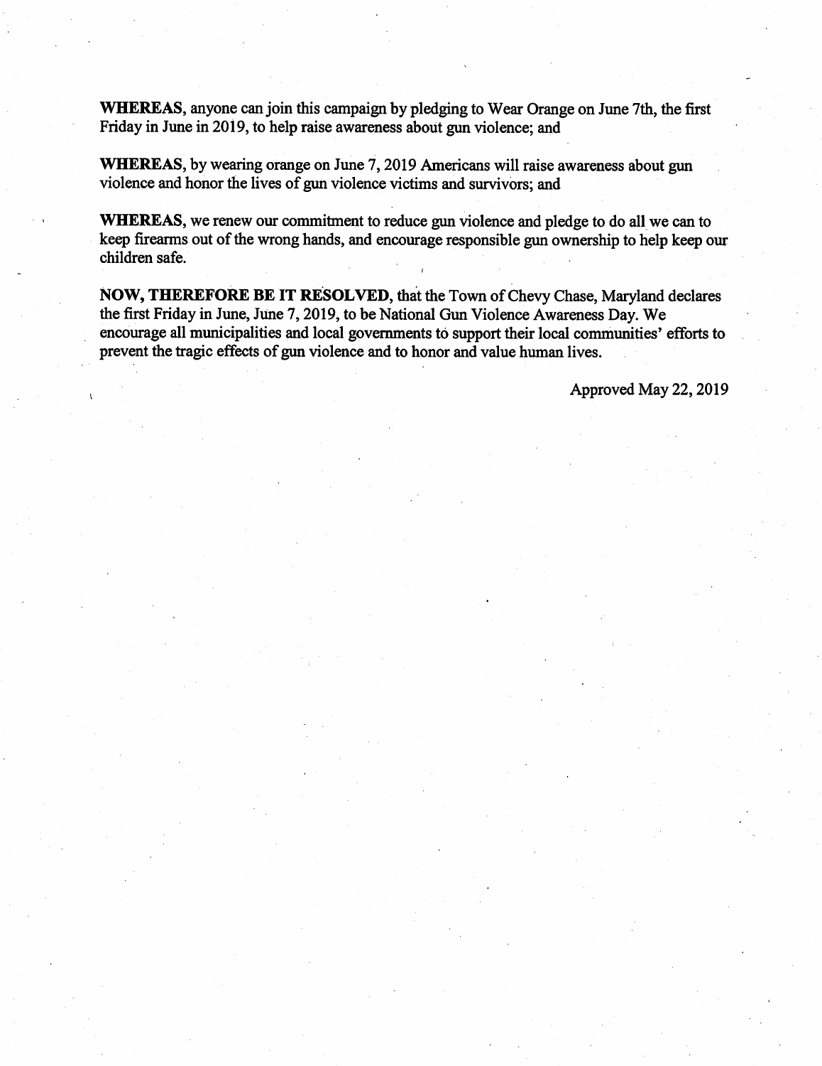**WHEREAS**, anyone can join this campaign by pledging to Wear Orange on June 7th, the first Friday in June in 2019, to help raise awareness about gun violence; and

**WHEREAS**, by wearing orange on June 7, 2019 Americans will raise awareness about gun violence and honor the lives of gun violence victims and survivors; and

**WHEREAS**, we renew our commitment to reduce gun violence and pledge to do all we can to keep firearms out of the wrong hands, and encourage responsible gun ownership to help keep our children safe.

**NOW, THEREFORE BE IT RESOLVED**, that the Town of Chevy Chase, Maryland declares the first Friday in June, June 7, 2019, to be National Gun Violence Awareness Day. We encourage all municipalities and local governments to support their local communities' efforts to prevent the tragic effects of gun violence and to honor and value human lives.

Approved May 22, 2019